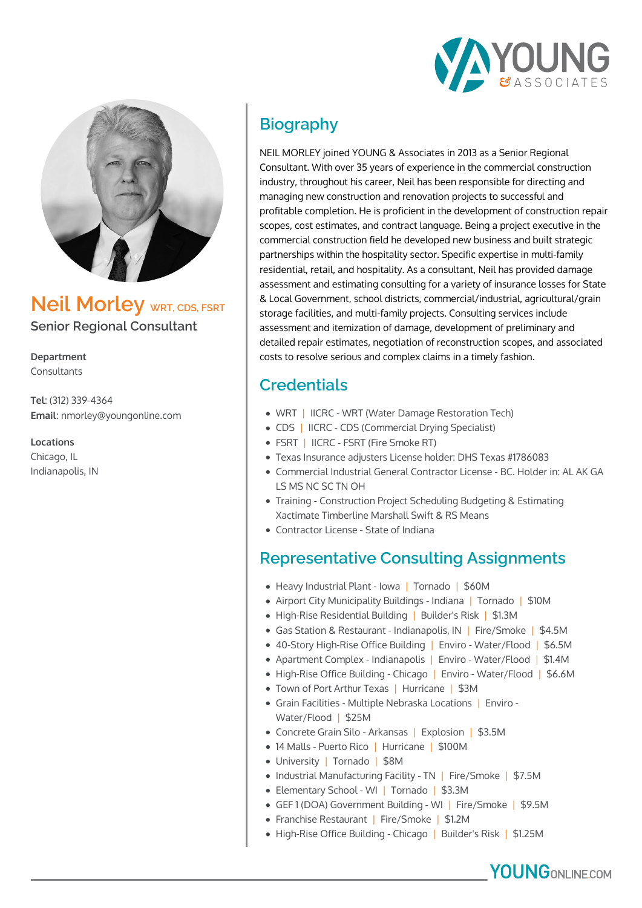# Neil Morley WRT, CDS, FSRT

Senior Regional Consultant

**Department**
Consultants

**Tel**: (312) 339-4364
**Email**: nmorley@youngonline.com

**Locations**
Chicago, IL
Indianapolis, IN

## Biography

NEIL MORLEY joined YOUNG & Associates in 2013 as a Senior Regional Consultant. With over 35 years of experience in the commercial construction industry, throughout his career, Neil has been responsible for directing and managing new construction and renovation projects to successful and profitable completion. He is proficient in the development of construction repair scopes, cost estimates, and contract language. Being a project executive in the commercial construction field he developed new business and built strategic partnerships within the hospitality sector. Specific expertise in multi-family residential, retail, and hospitality. As a consultant, Neil has provided damage assessment and estimating consulting for a variety of insurance losses for State & Local Government, school districts, commercial/industrial, agricultural/grain storage facilities, and multi-family projects. Consulting services include assessment and itemization of damage, development of preliminary and detailed repair estimates, negotiation of reconstruction scopes, and associated costs to resolve serious and complex claims in a timely fashion.

## Credentials

- WRT | IICRC - WRT (Water Damage Restoration Tech)
- CDS | IICRC - CDS (Commercial Drying Specialist)
- FSRT | IICRC - FSRT (Fire Smoke RT)
- Texas Insurance adjusters License holder: DHS Texas #1786083
- Commercial Industrial General Contractor License - BC. Holder in: AL AK GA LS MS NC SC TN OH
- Training - Construction Project Scheduling Budgeting & Estimating Xactimate Timberline Marshall Swift & RS Means
- Contractor License - State of Indiana

## Representative Consulting Assignments

- Heavy Industrial Plant - Iowa | Tornado | $60M
- Airport City Municipality Buildings - Indiana | Tornado | $10M
- High-Rise Residential Building | Builder's Risk | $1.3M
- Gas Station & Restaurant - Indianapolis, IN | Fire/Smoke | $4.5M
- 40-Story High-Rise Office Building | Enviro - Water/Flood | $6.5M
- Apartment Complex - Indianapolis | Enviro - Water/Flood | $1.4M
- High-Rise Office Building - Chicago | Enviro - Water/Flood | $6.6M
- Town of Port Arthur Texas | Hurricane | $3M
- Grain Facilities - Multiple Nebraska Locations | Enviro - Water/Flood | $25M
- Concrete Grain Silo - Arkansas | Explosion | $3.5M
- 14 Malls - Puerto Rico | Hurricane | $100M
- University | Tornado | $8M
- Industrial Manufacturing Facility - TN | Fire/Smoke | $7.5M
- Elementary School - WI | Tornado | $3.3M
- GEF 1 (DOA) Government Building - WI | Fire/Smoke | $9.5M
- Franchise Restaurant | Fire/Smoke | $1.2M
- High-Rise Office Building - Chicago | Builder's Risk | $1.25M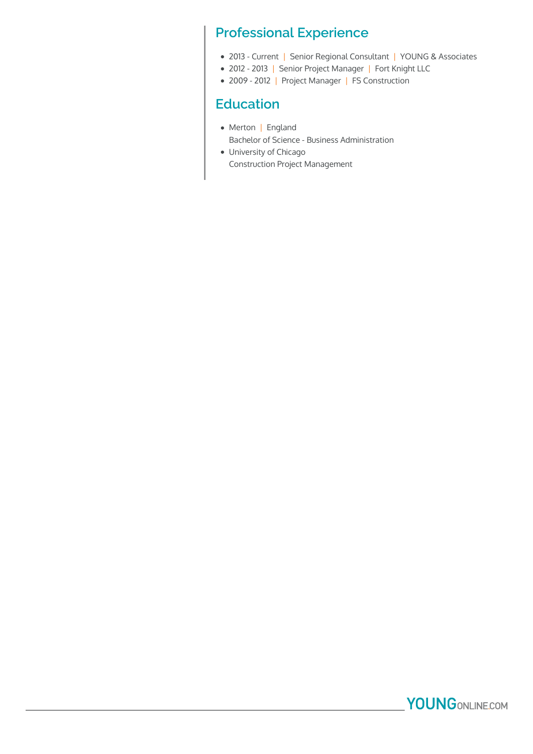## Professional Experience

- 2013 - Current | Senior Regional Consultant | YOUNG & Associates
- 2012 - 2013 | Senior Project Manager | Fort Knight LLC
- 2009 - 2012 | Project Manager | FS Construction

## Education

- Merton | England
  Bachelor of Science - Business Administration
- University of Chicago
  Construction Project Management